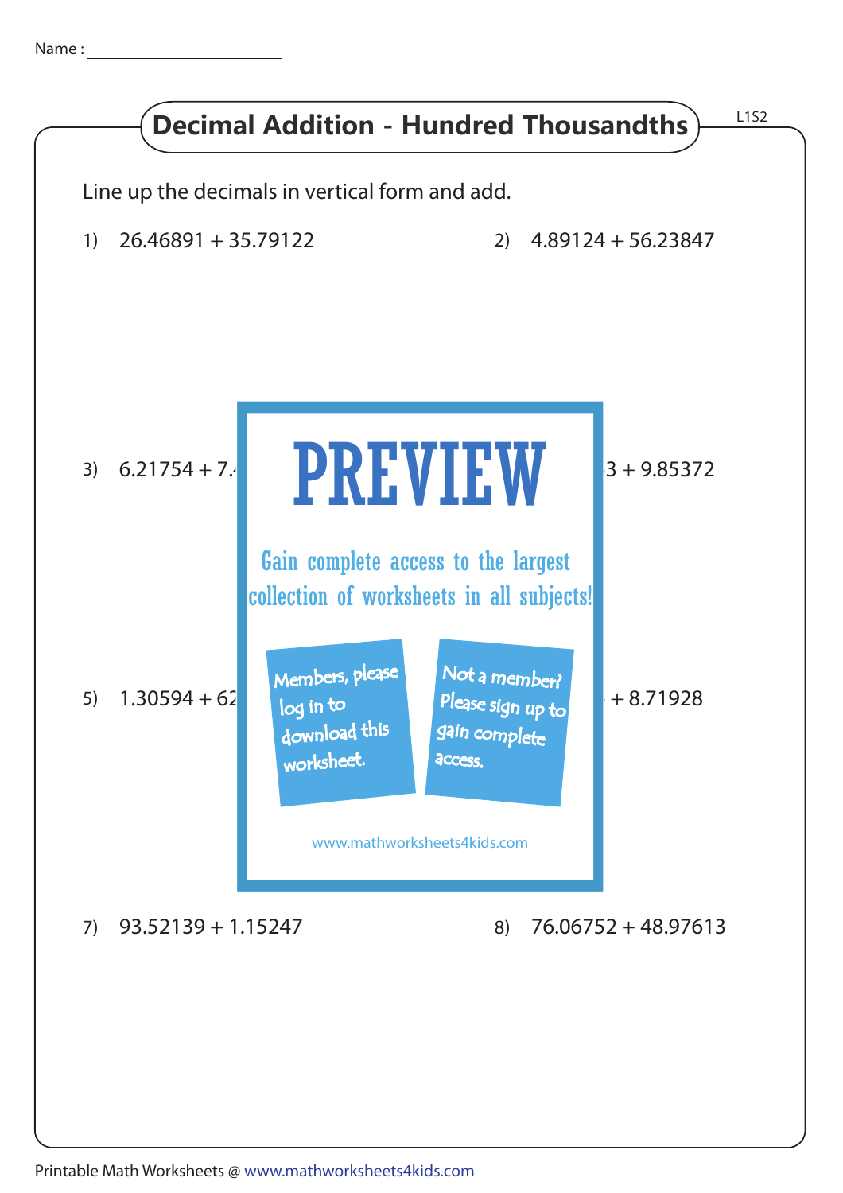Name :

## Decimal Addition - Hundred Thousandths

L1S2

Line up the decimals in vertical form and add.

1) 26.46891 + 35.79122

2) 4.89124 + 56.23847

3) 6.21754 + 7.

3 + 9.85372

5) 1.30594 + 62

+ 8.71928

PREVIEW

Gain complete access to the largest collection of worksheets in all subjects!

Members, please log in to download this worksheet.

Not a member? Please sign up to gain complete access.

www.mathworksheets4kids.com

7) 93.52139 + 1.15247

8) 76.06752 + 48.97613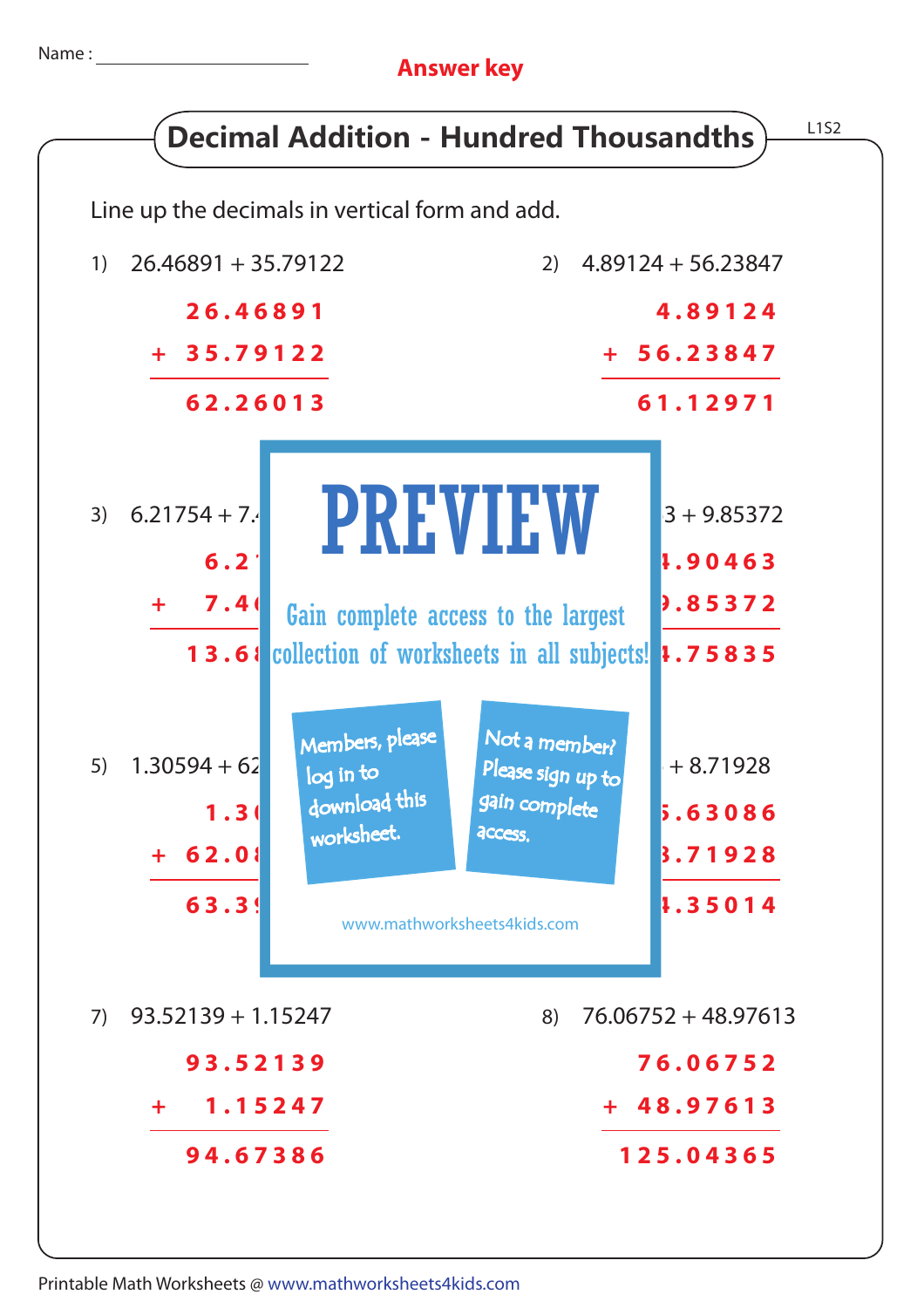Name : ____________________

**Answer key**

# Decimal Addition - Hundred Thousandths

L1S2

Line up the decimals in vertical form and add.

1) 26.46891 + 35.79122

```
   26.46891
 + 35.79122
 ----------
   62.26013
```

2) 4.89124 + 56.23847

```
    4.89124
 + 56.23847
 ----------
   61.12971
```

3) 6.21754 + 7.4

```
   6.2
 +  7.4
 ------
  13.6
```

4) 3 + 9.85372

```
   .90463
 + .85372
 --------
   .75835
```

5) 1.30594 + 62

```
    1.3
 + 62.0
 ------
   63.3
```

6) + 8.71928

```
   .63086
 + .71928
 --------
   .35014
```

PREVIEW

Gain complete access to the largest collection of worksheets in all subjects!

Members, please log in to download this worksheet.

Not a member? Please sign up to gain complete access.

www.mathworksheets4kids.com

7) 93.52139 + 1.15247

```
   93.52139
 +  1.15247
 ----------
   94.67386
```

8) 76.06752 + 48.97613

```
    76.06752
 +  48.97613
 -----------
   125.04365
```

Printable Math Worksheets @ www.mathworksheets4kids.com